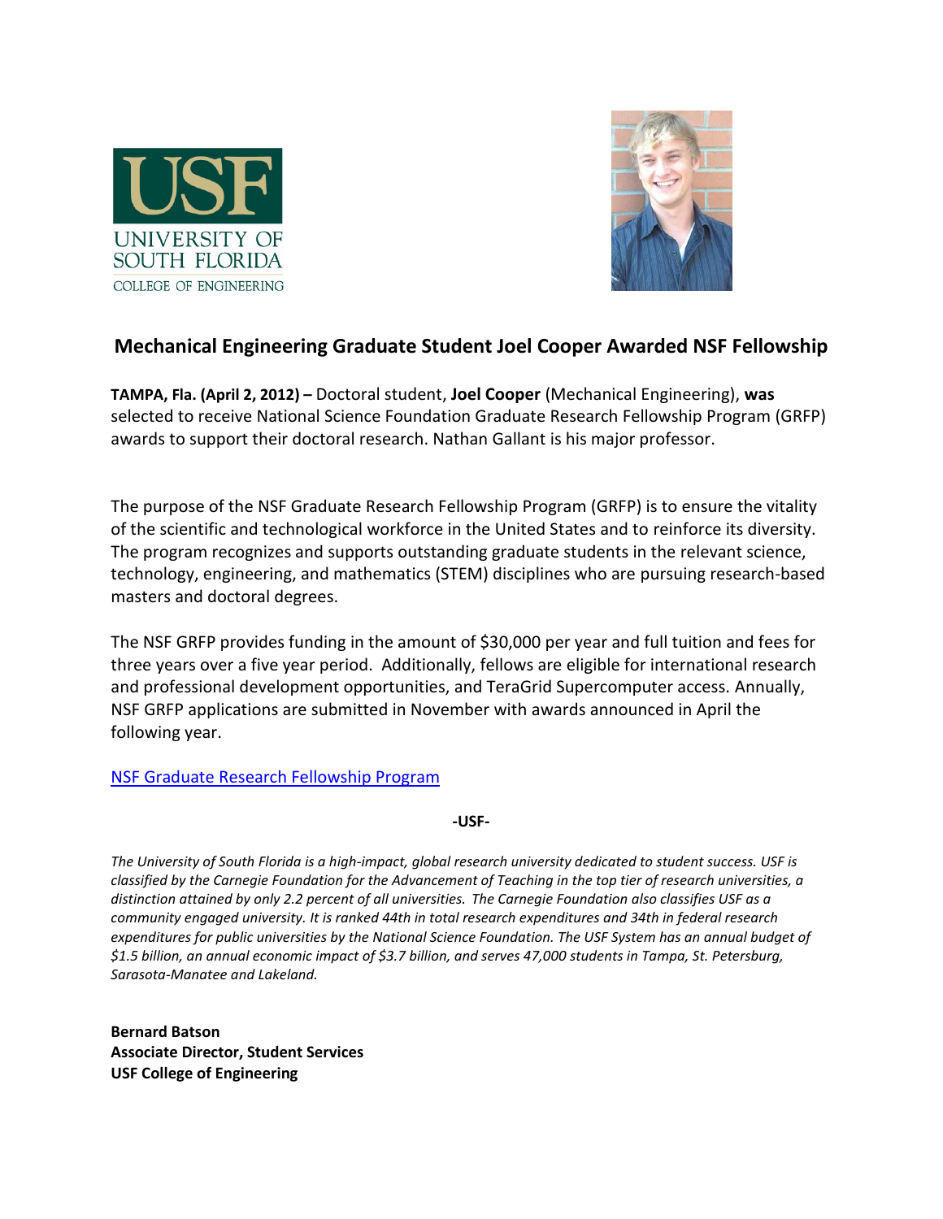UNIVERSITY OF SOUTH FLORIDA
COLLEGE OF ENGINEERING

## Mechanical Engineering Graduate Student Joel Cooper Awarded NSF Fellowship

**TAMPA, Fla. (April 2, 2012) –** Doctoral student, **Joel Cooper** (Mechanical Engineering), **was** selected to receive National Science Foundation Graduate Research Fellowship Program (GRFP) awards to support their doctoral research. Nathan Gallant is his major professor.

The purpose of the NSF Graduate Research Fellowship Program (GRFP) is to ensure the vitality of the scientific and technological workforce in the United States and to reinforce its diversity. The program recognizes and supports outstanding graduate students in the relevant science, technology, engineering, and mathematics (STEM) disciplines who are pursuing research-based masters and doctoral degrees.

The NSF GRFP provides funding in the amount of $30,000 per year and full tuition and fees for three years over a five year period. Additionally, fellows are eligible for international research and professional development opportunities, and TeraGrid Supercomputer access. Annually, NSF GRFP applications are submitted in November with awards announced in April the following year.

NSF Graduate Research Fellowship Program

**-USF-**

*The University of South Florida is a high-impact, global research university dedicated to student success. USF is classified by the Carnegie Foundation for the Advancement of Teaching in the top tier of research universities, a distinction attained by only 2.2 percent of all universities. The Carnegie Foundation also classifies USF as a community engaged university. It is ranked 44th in total research expenditures and 34th in federal research expenditures for public universities by the National Science Foundation. The USF System has an annual budget of $1.5 billion, an annual economic impact of $3.7 billion, and serves 47,000 students in Tampa, St. Petersburg, Sarasota-Manatee and Lakeland.*

**Bernard Batson**
**Associate Director, Student Services**
**USF College of Engineering**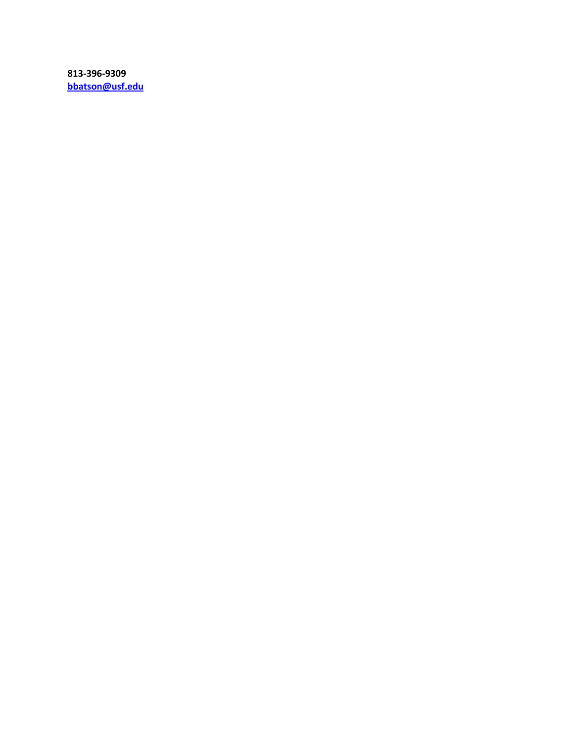**813-396-9309**
**[bbatson@usf.edu](mailto:bbatson@usf.edu)**